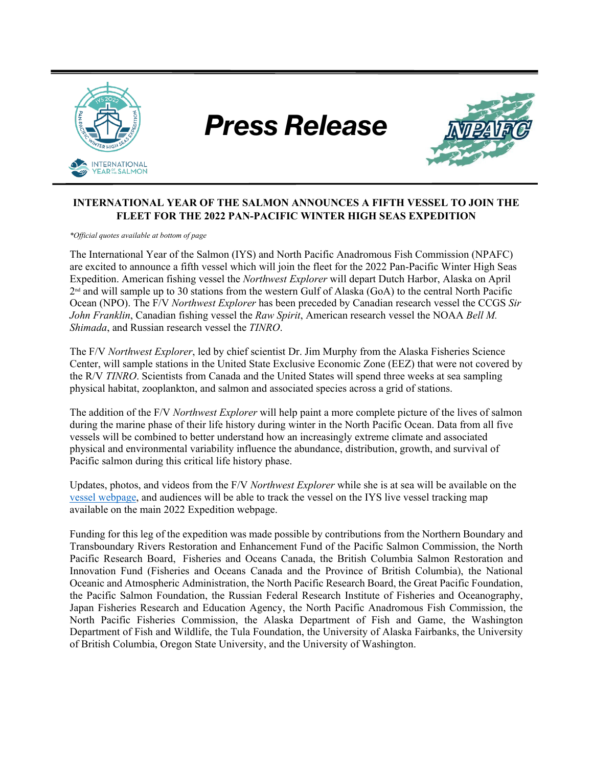# Press Release

**INTERNATIONAL YEAR OF THE SALMON ANNOUNCES A FIFTH VESSEL TO JOIN THE FLEET FOR THE 2022 PAN-PACIFIC WINTER HIGH SEAS EXPEDITION**

*\*Official quotes available at bottom of page*

The International Year of the Salmon (IYS) and North Pacific Anadromous Fish Commission (NPAFC) are excited to announce a fifth vessel which will join the fleet for the 2022 Pan-Pacific Winter High Seas Expedition. American fishing vessel the *Northwest Explorer* will depart Dutch Harbor, Alaska on April 2nd and will sample up to 30 stations from the western Gulf of Alaska (GoA) to the central North Pacific Ocean (NPO). The F/V *Northwest Explorer* has been preceded by Canadian research vessel the CCGS *Sir John Franklin*, Canadian fishing vessel the *Raw Spirit*, American research vessel the NOAA *Bell M. Shimada*, and Russian research vessel the *TINRO*.

The F/V *Northwest Explorer*, led by chief scientist Dr. Jim Murphy from the Alaska Fisheries Science Center, will sample stations in the United State Exclusive Economic Zone (EEZ) that were not covered by the R/V *TINRO*. Scientists from Canada and the United States will spend three weeks at sea sampling physical habitat, zooplankton, and salmon and associated species across a grid of stations.

The addition of the F/V *Northwest Explorer* will help paint a more complete picture of the lives of salmon during the marine phase of their life history during winter in the North Pacific Ocean. Data from all five vessels will be combined to better understand how an increasingly extreme climate and associated physical and environmental variability influence the abundance, distribution, growth, and survival of Pacific salmon during this critical life history phase.

Updates, photos, and videos from the F/V *Northwest Explorer* while she is at sea will be available on the vessel webpage, and audiences will be able to track the vessel on the IYS live vessel tracking map available on the main 2022 Expedition webpage.

Funding for this leg of the expedition was made possible by contributions from the Northern Boundary and Transboundary Rivers Restoration and Enhancement Fund of the Pacific Salmon Commission, the North Pacific Research Board, Fisheries and Oceans Canada, the British Columbia Salmon Restoration and Innovation Fund (Fisheries and Oceans Canada and the Province of British Columbia), the National Oceanic and Atmospheric Administration, the North Pacific Research Board, the Great Pacific Foundation, the Pacific Salmon Foundation, the Russian Federal Research Institute of Fisheries and Oceanography, Japan Fisheries Research and Education Agency, the North Pacific Anadromous Fish Commission, the North Pacific Fisheries Commission, the Alaska Department of Fish and Game, the Washington Department of Fish and Wildlife, the Tula Foundation, the University of Alaska Fairbanks, the University of British Columbia, Oregon State University, and the University of Washington.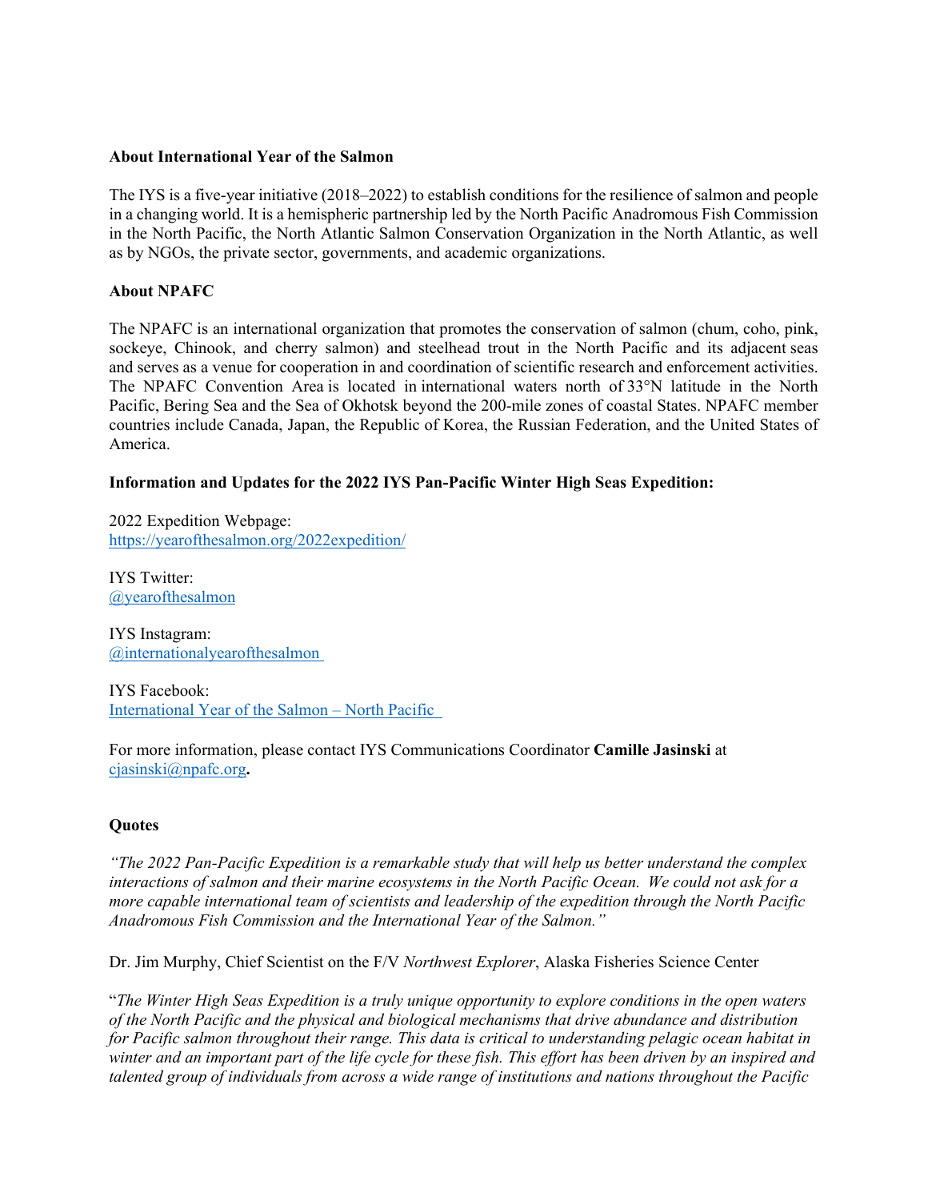**About International Year of the Salmon**

The IYS is a five-year initiative (2018–2022) to establish conditions for the resilience of salmon and people in a changing world. It is a hemispheric partnership led by the North Pacific Anadromous Fish Commission in the North Pacific, the North Atlantic Salmon Conservation Organization in the North Atlantic, as well as by NGOs, the private sector, governments, and academic organizations.

**About NPAFC**

The NPAFC is an international organization that promotes the conservation of salmon (chum, coho, pink, sockeye, Chinook, and cherry salmon) and steelhead trout in the North Pacific and its adjacent seas and serves as a venue for cooperation in and coordination of scientific research and enforcement activities. The NPAFC Convention Area is located in international waters north of 33°N latitude in the North Pacific, Bering Sea and the Sea of Okhotsk beyond the 200-mile zones of coastal States. NPAFC member countries include Canada, Japan, the Republic of Korea, the Russian Federation, and the United States of America.

**Information and Updates for the 2022 IYS Pan-Pacific Winter High Seas Expedition:**

2022 Expedition Webpage:
https://yearofthesalmon.org/2022expedition/

IYS Twitter:
@yearofthesalmon

IYS Instagram:
@internationalyearofthesalmon

IYS Facebook:
International Year of the Salmon – North Pacific

For more information, please contact IYS Communications Coordinator **Camille Jasinski** at cjasinski@npafc.org**.**

**Quotes**

*"The 2022 Pan-Pacific Expedition is a remarkable study that will help us better understand the complex interactions of salmon and their marine ecosystems in the North Pacific Ocean. We could not ask for a more capable international team of scientists and leadership of the expedition through the North Pacific Anadromous Fish Commission and the International Year of the Salmon."*

Dr. Jim Murphy, Chief Scientist on the F/V *Northwest Explorer*, Alaska Fisheries Science Center

"*The Winter High Seas Expedition is a truly unique opportunity to explore conditions in the open waters of the North Pacific and the physical and biological mechanisms that drive abundance and distribution for Pacific salmon throughout their range. This data is critical to understanding pelagic ocean habitat in winter and an important part of the life cycle for these fish. This effort has been driven by an inspired and talented group of individuals from across a wide range of institutions and nations throughout the Pacific*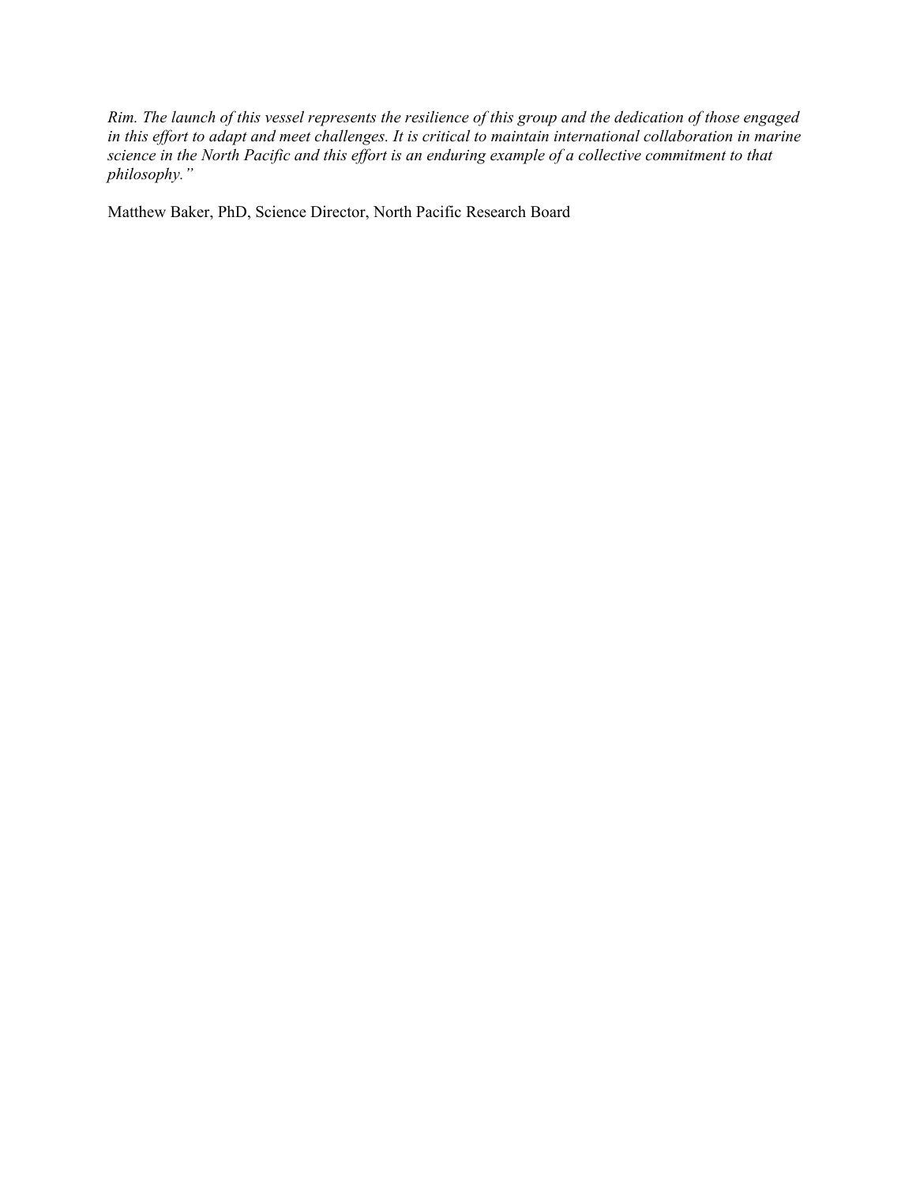*Rim. The launch of this vessel represents the resilience of this group and the dedication of those engaged in this effort to adapt and meet challenges. It is critical to maintain international collaboration in marine science in the North Pacific and this effort is an enduring example of a collective commitment to that philosophy."*

Matthew Baker, PhD, Science Director, North Pacific Research Board